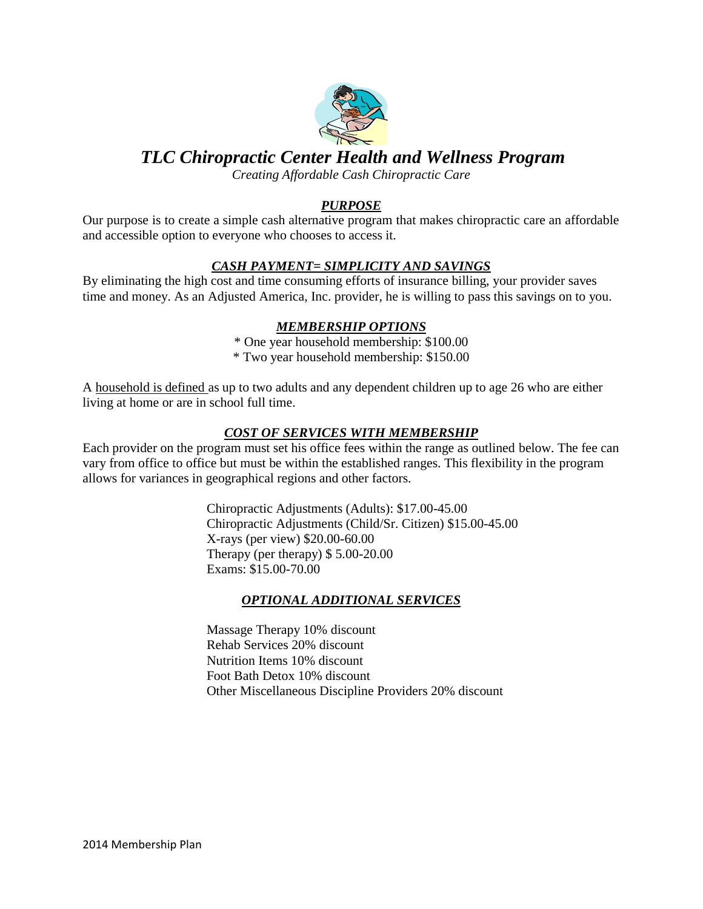# *TLC Chiropractic Center Health and Wellness Program*

*Creating Affordable Cash Chiropractic Care*

## ***PURPOSE***

Our purpose is to create a simple cash alternative program that makes chiropractic care an affordable and accessible option to everyone who chooses to access it.

## ***CASH PAYMENT= SIMPLICITY AND SAVINGS***

By eliminating the high cost and time consuming efforts of insurance billing, your provider saves time and money. As an Adjusted America, Inc. provider, he is willing to pass this savings on to you.

## ***MEMBERSHIP OPTIONS***

* One year household membership: $100.00
* Two year household membership: $150.00

A household is defined as up to two adults and any dependent children up to age 26 who are either living at home or are in school full time.

## ***COST OF SERVICES WITH MEMBERSHIP***

Each provider on the program must set his office fees within the range as outlined below. The fee can vary from office to office but must be within the established ranges. This flexibility in the program allows for variances in geographical regions and other factors.

Chiropractic Adjustments (Adults): $17.00-45.00
Chiropractic Adjustments (Child/Sr. Citizen) $15.00-45.00
X-rays (per view) $20.00-60.00
Therapy (per therapy) $ 5.00-20.00
Exams: $15.00-70.00

## ***OPTIONAL ADDITIONAL SERVICES***

Massage Therapy 10% discount
Rehab Services 20% discount
Nutrition Items 10% discount
Foot Bath Detox 10% discount
Other Miscellaneous Discipline Providers 20% discount

2014 Membership Plan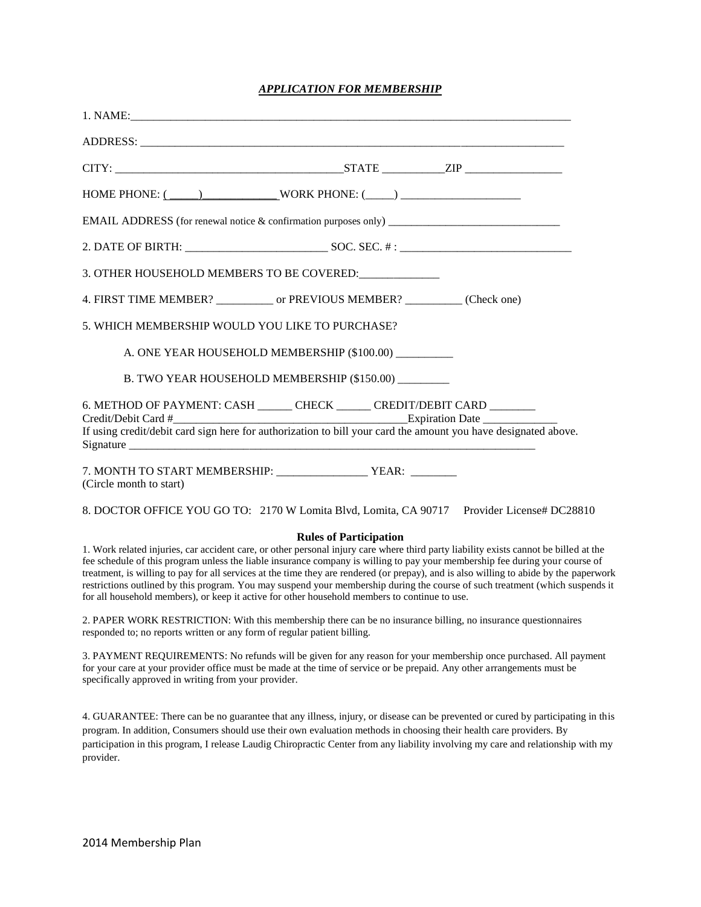***APPLICATION FOR MEMBERSHIP***

1. NAME:_______________________________________________________________________________

ADDRESS: _____________________________________________________________________________

CITY: ________________________________________STATE ___________ZIP _________________

HOME PHONE: ( _____)_____________ WORK PHONE: (_____) _____________________

EMAIL ADDRESS (for renewal notice & confirmation purposes only) _______________________________

2. DATE OF BIRTH: _________________________ SOC. SEC. # : ______________________________

3. OTHER HOUSEHOLD MEMBERS TO BE COVERED:______________

4. FIRST TIME MEMBER? __________ or PREVIOUS MEMBER? __________ (Check one)

5. WHICH MEMBERSHIP WOULD YOU LIKE TO PURCHASE?

A. ONE YEAR HOUSEHOLD MEMBERSHIP ($100.00) __________

B. TWO YEAR HOUSEHOLD MEMBERSHIP ($150.00) _________

6. METHOD OF PAYMENT: CASH ______ CHECK ______ CREDIT/DEBIT CARD ________
Credit/Debit Card #_________________________________________Expiration Date _____________
If using credit/debit card sign here for authorization to bill your card the amount you have designated above.
Signature ____________________________________________________________________________

7. MONTH TO START MEMBERSHIP: ________________ YEAR: ________
(Circle month to start)

8. DOCTOR OFFICE YOU GO TO: 2170 W Lomita Blvd, Lomita, CA 90717 Provider License# DC28810

**Rules of Participation**

1. Work related injuries, car accident care, or other personal injury care where third party liability exists cannot be billed at the fee schedule of this program unless the liable insurance company is willing to pay your membership fee during your course of treatment, is willing to pay for all services at the time they are rendered (or prepay), and is also willing to abide by the paperwork restrictions outlined by this program. You may suspend your membership during the course of such treatment (which suspends it for all household members), or keep it active for other household members to continue to use.

2. PAPER WORK RESTRICTION: With this membership there can be no insurance billing, no insurance questionnaires responded to; no reports written or any form of regular patient billing.

3. PAYMENT REQUIREMENTS: No refunds will be given for any reason for your membership once purchased. All payment for your care at your provider office must be made at the time of service or be prepaid. Any other arrangements must be specifically approved in writing from your provider.

4. GUARANTEE: There can be no guarantee that any illness, injury, or disease can be prevented or cured by participating in this program. In addition, Consumers should use their own evaluation methods in choosing their health care providers. By participation in this program, I release Laudig Chiropractic Center from any liability involving my care and relationship with my provider.

2014 Membership Plan